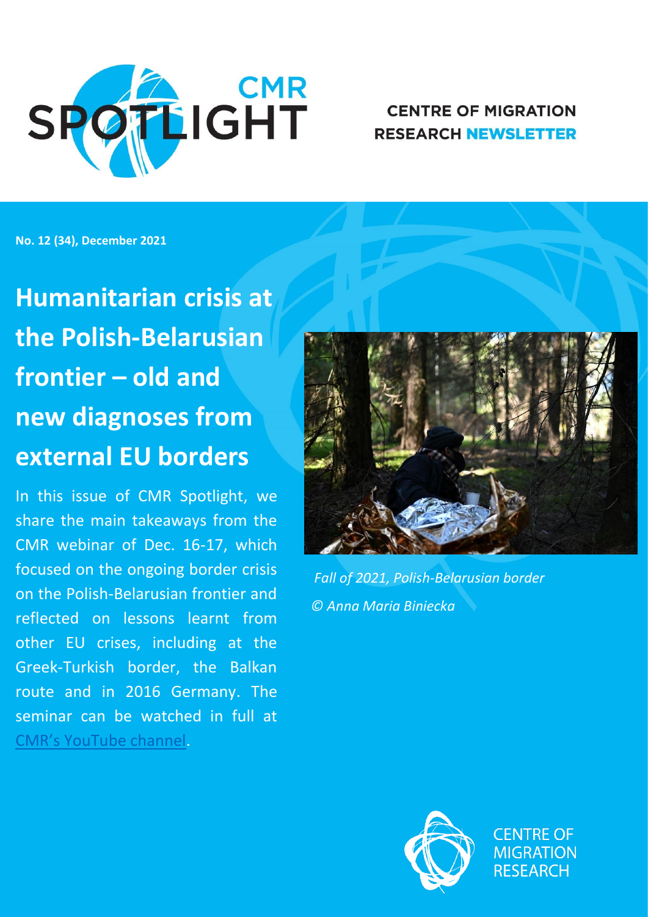# CMR SPOTLIGHT

**CENTRE OF MIGRATION RESEARCH NEWSLETTER**

**No. 12 (34), December 2021**

# Humanitarian crisis at the Polish-Belarusian frontier – old and new diagnoses from external EU borders

In this issue of CMR Spotlight, we share the main takeaways from the CMR webinar of Dec. 16-17, which focused on the ongoing border crisis on the Polish-Belarusian frontier and reflected on lessons learnt from other EU crises, including at the Greek-Turkish border, the Balkan route and in 2016 Germany. The seminar can be watched in full at CMR's YouTube channel.

*Fall of 2021, Polish-Belarusian border*
*© Anna Maria Biniecka*

CENTRE OF MIGRATION RESEARCH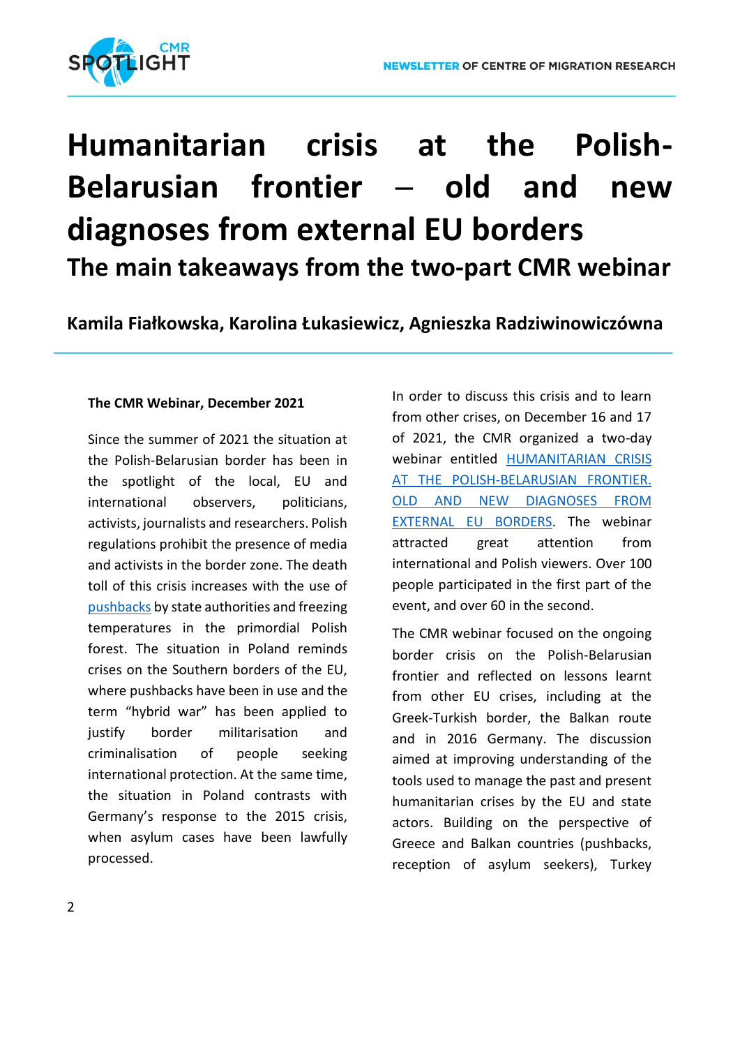# Humanitarian crisis at the Polish-Belarusian frontier – old and new diagnoses from external EU borders

## The main takeaways from the two-part CMR webinar

**Kamila Fiałkowska, Karolina Łukasiewicz, Agnieszka Radziwinowiczówna**

**The CMR Webinar, December 2021**

Since the summer of 2021 the situation at the Polish-Belarusian border has been in the spotlight of the local, EU and international observers, politicians, activists, journalists and researchers. Polish regulations prohibit the presence of media and activists in the border zone. The death toll of this crisis increases with the use of pushbacks by state authorities and freezing temperatures in the primordial Polish forest. The situation in Poland reminds crises on the Southern borders of the EU, where pushbacks have been in use and the term "hybrid war" has been applied to justify border militarisation and criminalisation of people seeking international protection. At the same time, the situation in Poland contrasts with Germany's response to the 2015 crisis, when asylum cases have been lawfully processed.

In order to discuss this crisis and to learn from other crises, on December 16 and 17 of 2021, the CMR organized a two-day webinar entitled HUMANITARIAN CRISIS AT THE POLISH-BELARUSIAN FRONTIER. OLD AND NEW DIAGNOSES FROM EXTERNAL EU BORDERS. The webinar attracted great attention from international and Polish viewers. Over 100 people participated in the first part of the event, and over 60 in the second.

The CMR webinar focused on the ongoing border crisis on the Polish-Belarusian frontier and reflected on lessons learnt from other EU crises, including at the Greek-Turkish border, the Balkan route and in 2016 Germany. The discussion aimed at improving understanding of the tools used to manage the past and present humanitarian crises by the EU and state actors. Building on the perspective of Greece and Balkan countries (pushbacks, reception of asylum seekers), Turkey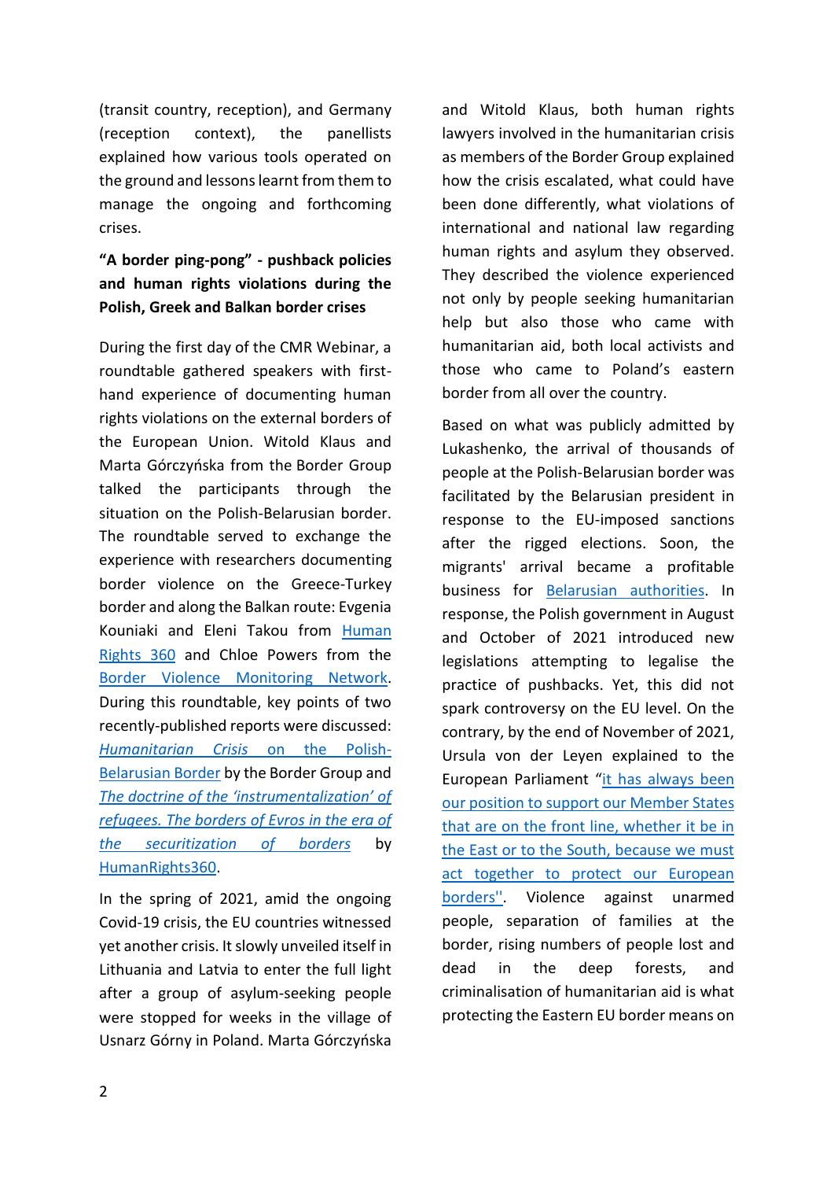(transit country, reception), and Germany (reception context), the panellists explained how various tools operated on the ground and lessons learnt from them to manage the ongoing and forthcoming crises.

**"A border ping-pong" - pushback policies and human rights violations during the Polish, Greek and Balkan border crises**

During the first day of the CMR Webinar, a roundtable gathered speakers with first-hand experience of documenting human rights violations on the external borders of the European Union. Witold Klaus and Marta Górczyńska from the Border Group talked the participants through the situation on the Polish-Belarusian border. The roundtable served to exchange the experience with researchers documenting border violence on the Greece-Turkey border and along the Balkan route: Evgenia Kouniaki and Eleni Takou from Human Rights 360 and Chloe Powers from the Border Violence Monitoring Network. During this roundtable, key points of two recently-published reports were discussed: *Humanitarian Crisis on the Polish-Belarusian Border* by the Border Group and *The doctrine of the 'instrumentalization' of refugees. The borders of Evros in the era of the securitization of borders* by HumanRights360.

In the spring of 2021, amid the ongoing Covid-19 crisis, the EU countries witnessed yet another crisis. It slowly unveiled itself in Lithuania and Latvia to enter the full light after a group of asylum-seeking people were stopped for weeks in the village of Usnarz Górny in Poland. Marta Górczyńska and Witold Klaus, both human rights lawyers involved in the humanitarian crisis as members of the Border Group explained how the crisis escalated, what could have been done differently, what violations of international and national law regarding human rights and asylum they observed. They described the violence experienced not only by people seeking humanitarian help but also those who came with humanitarian aid, both local activists and those who came to Poland's eastern border from all over the country.

Based on what was publicly admitted by Lukashenko, the arrival of thousands of people at the Polish-Belarusian border was facilitated by the Belarusian president in response to the EU-imposed sanctions after the rigged elections. Soon, the migrants' arrival became a profitable business for Belarusian authorities. In response, the Polish government in August and October of 2021 introduced new legislations attempting to legalise the practice of pushbacks. Yet, this did not spark controversy on the EU level. On the contrary, by the end of November of 2021, Ursula von der Leyen explained to the European Parliament "it has always been our position to support our Member States that are on the front line, whether it be in the East or to the South, because we must act together to protect our European borders''. Violence against unarmed people, separation of families at the border, rising numbers of people lost and dead in the deep forests, and criminalisation of humanitarian aid is what protecting the Eastern EU border means on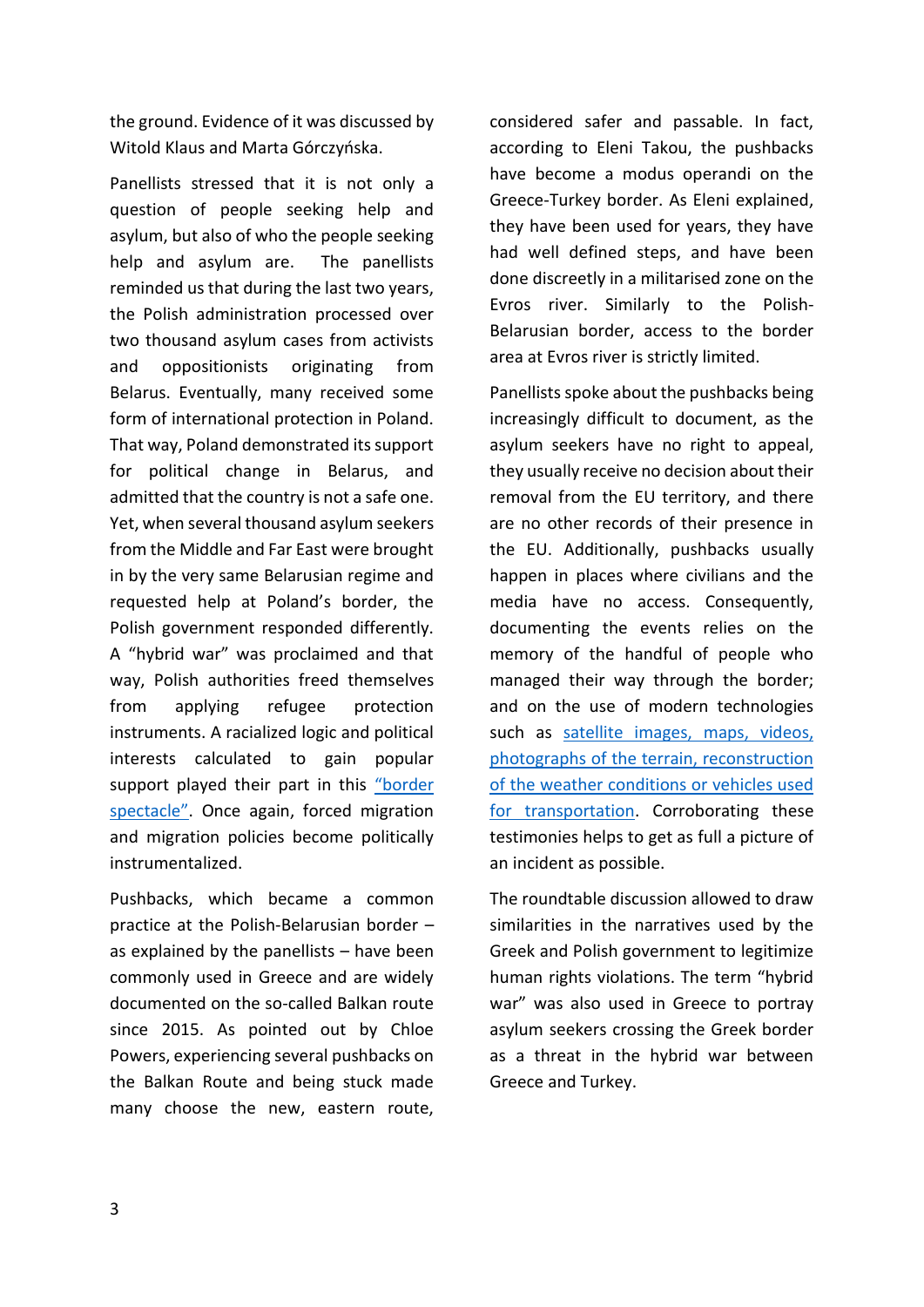the ground. Evidence of it was discussed by Witold Klaus and Marta Górczyńska.

Panellists stressed that it is not only a question of people seeking help and asylum, but also of who the people seeking help and asylum are. The panellists reminded us that during the last two years, the Polish administration processed over two thousand asylum cases from activists and oppositionists originating from Belarus. Eventually, many received some form of international protection in Poland. That way, Poland demonstrated its support for political change in Belarus, and admitted that the country is not a safe one. Yet, when several thousand asylum seekers from the Middle and Far East were brought in by the very same Belarusian regime and requested help at Poland's border, the Polish government responded differently. A "hybrid war" was proclaimed and that way, Polish authorities freed themselves from applying refugee protection instruments. A racialized logic and political interests calculated to gain popular support played their part in this "border spectacle". Once again, forced migration and migration policies become politically instrumentalized.

Pushbacks, which became a common practice at the Polish-Belarusian border – as explained by the panellists – have been commonly used in Greece and are widely documented on the so-called Balkan route since 2015. As pointed out by Chloe Powers, experiencing several pushbacks on the Balkan Route and being stuck made many choose the new, eastern route, considered safer and passable. In fact, according to Eleni Takou, the pushbacks have become a modus operandi on the Greece-Turkey border. As Eleni explained, they have been used for years, they have had well defined steps, and have been done discreetly in a militarised zone on the Evros river. Similarly to the Polish-Belarusian border, access to the border area at Evros river is strictly limited.

Panellists spoke about the pushbacks being increasingly difficult to document, as the asylum seekers have no right to appeal, they usually receive no decision about their removal from the EU territory, and there are no other records of their presence in the EU. Additionally, pushbacks usually happen in places where civilians and the media have no access. Consequently, documenting the events relies on the memory of the handful of people who managed their way through the border; and on the use of modern technologies such as satellite images, maps, videos, photographs of the terrain, reconstruction of the weather conditions or vehicles used for transportation. Corroborating these testimonies helps to get as full a picture of an incident as possible.

The roundtable discussion allowed to draw similarities in the narratives used by the Greek and Polish government to legitimize human rights violations. The term "hybrid war" was also used in Greece to portray asylum seekers crossing the Greek border as a threat in the hybrid war between Greece and Turkey.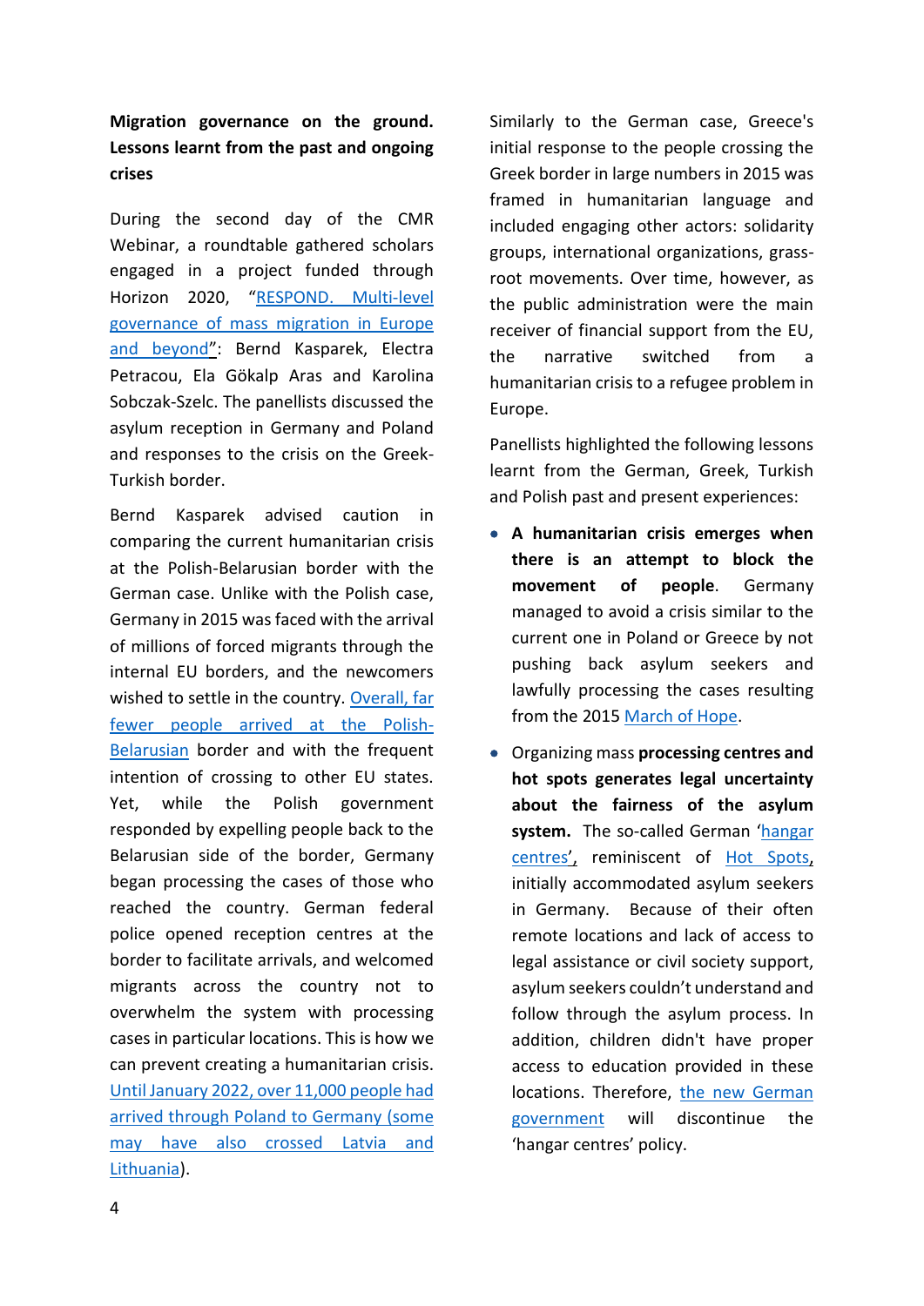**Migration governance on the ground. Lessons learnt from the past and ongoing crises**

During the second day of the CMR Webinar, a roundtable gathered scholars engaged in a project funded through Horizon 2020, "RESPOND. Multi-level governance of mass migration in Europe and beyond": Bernd Kasparek, Electra Petracou, Ela Gökalp Aras and Karolina Sobczak-Szelc. The panellists discussed the asylum reception in Germany and Poland and responses to the crisis on the Greek-Turkish border.

Bernd Kasparek advised caution in comparing the current humanitarian crisis at the Polish-Belarusian border with the German case. Unlike with the Polish case, Germany in 2015 was faced with the arrival of millions of forced migrants through the internal EU borders, and the newcomers wished to settle in the country. Overall, far fewer people arrived at the Polish-Belarusian border and with the frequent intention of crossing to other EU states. Yet, while the Polish government responded by expelling people back to the Belarusian side of the border, Germany began processing the cases of those who reached the country. German federal police opened reception centres at the border to facilitate arrivals, and welcomed migrants across the country not to overwhelm the system with processing cases in particular locations. This is how we can prevent creating a humanitarian crisis. Until January 2022, over 11,000 people had arrived through Poland to Germany (some may have also crossed Latvia and Lithuania).

Similarly to the German case, Greece's initial response to the people crossing the Greek border in large numbers in 2015 was framed in humanitarian language and included engaging other actors: solidarity groups, international organizations, grass-root movements. Over time, however, as the public administration were the main receiver of financial support from the EU, the narrative switched from a humanitarian crisis to a refugee problem in Europe.

Panellists highlighted the following lessons learnt from the German, Greek, Turkish and Polish past and present experiences:

- **A humanitarian crisis emerges when there is an attempt to block the movement of people**. Germany managed to avoid a crisis similar to the current one in Poland or Greece by not pushing back asylum seekers and lawfully processing the cases resulting from the 2015 March of Hope.
- Organizing mass **processing centres and hot spots generates legal uncertainty about the fairness of the asylum system.** The so-called German 'hangar centres', reminiscent of Hot Spots, initially accommodated asylum seekers in Germany. Because of their often remote locations and lack of access to legal assistance or civil society support, asylum seekers couldn't understand and follow through the asylum process. In addition, children didn't have proper access to education provided in these locations. Therefore, the new German government will discontinue the 'hangar centres' policy.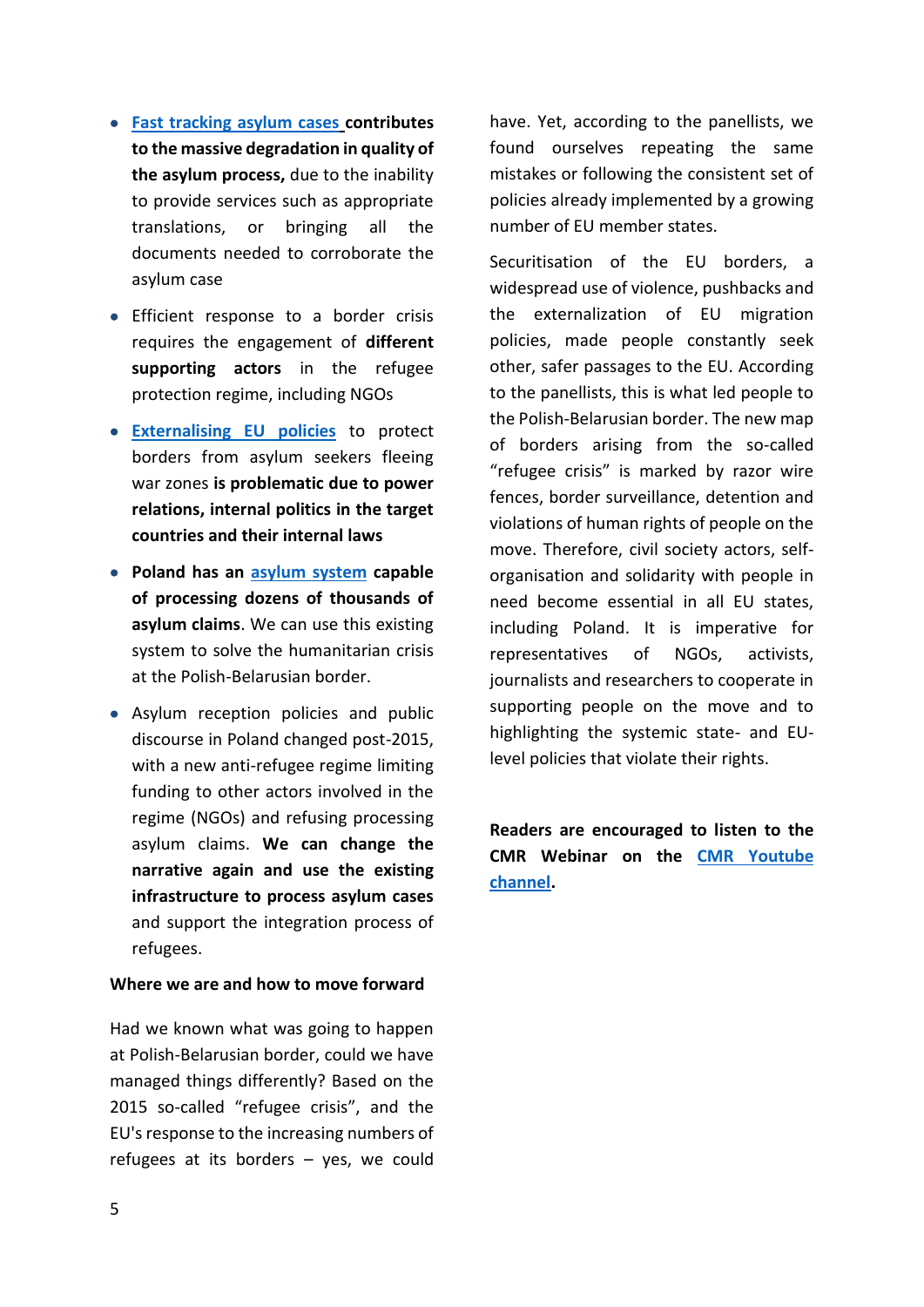- Fast tracking asylum cases **contributes to the massive degradation in quality of the asylum process,** due to the inability to provide services such as appropriate translations, or bringing all the documents needed to corroborate the asylum case
- Efficient response to a border crisis requires the engagement of **different supporting actors** in the refugee protection regime, including NGOs
- Externalising EU policies to protect borders from asylum seekers fleeing war zones **is problematic due to power relations, internal politics in the target countries and their internal laws**
- **Poland has an asylum system capable of processing dozens of thousands of asylum claims**. We can use this existing system to solve the humanitarian crisis at the Polish-Belarusian border.
- Asylum reception policies and public discourse in Poland changed post-2015, with a new anti-refugee regime limiting funding to other actors involved in the regime (NGOs) and refusing processing asylum claims. **We can change the narrative again and use the existing infrastructure to process asylum cases** and support the integration process of refugees.

**Where we are and how to move forward**

Had we known what was going to happen at Polish-Belarusian border, could we have managed things differently? Based on the 2015 so-called "refugee crisis", and the EU's response to the increasing numbers of refugees at its borders – yes, we could have. Yet, according to the panellists, we found ourselves repeating the same mistakes or following the consistent set of policies already implemented by a growing number of EU member states.

Securitisation of the EU borders, a widespread use of violence, pushbacks and the externalization of EU migration policies, made people constantly seek other, safer passages to the EU. According to the panellists, this is what led people to the Polish-Belarusian border. The new map of borders arising from the so-called "refugee crisis" is marked by razor wire fences, border surveillance, detention and violations of human rights of people on the move. Therefore, civil society actors, self-organisation and solidarity with people in need become essential in all EU states, including Poland. It is imperative for representatives of NGOs, activists, journalists and researchers to cooperate in supporting people on the move and to highlighting the systemic state- and EU-level policies that violate their rights.

**Readers are encouraged to listen to the CMR Webinar on the CMR Youtube channel.**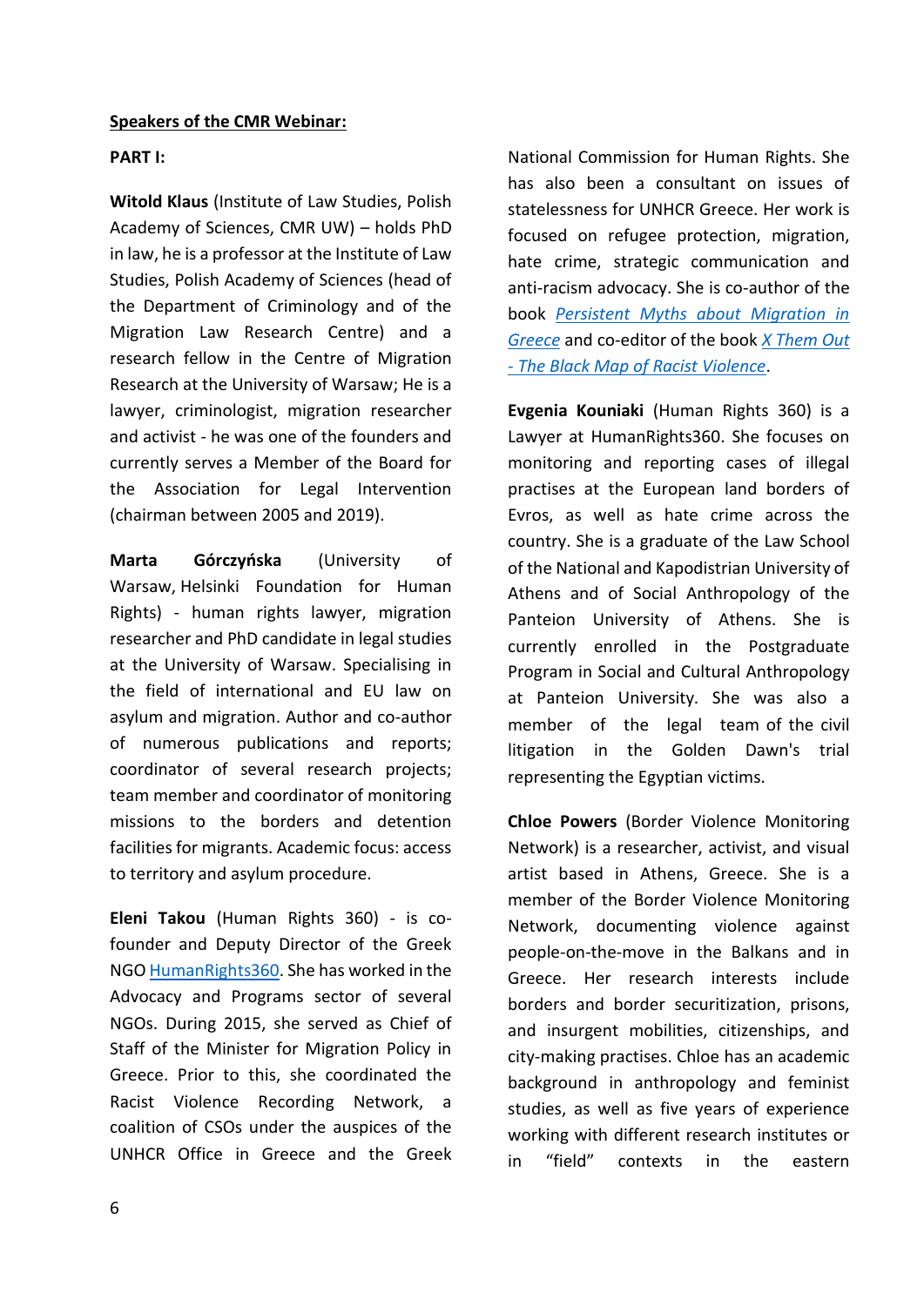**Speakers of the CMR Webinar:**

**PART I:**

**Witold Klaus** (Institute of Law Studies, Polish Academy of Sciences, CMR UW) – holds PhD in law, he is a professor at the Institute of Law Studies, Polish Academy of Sciences (head of the Department of Criminology and of the Migration Law Research Centre) and a research fellow in the Centre of Migration Research at the University of Warsaw; He is a lawyer, criminologist, migration researcher and activist - he was one of the founders and currently serves a Member of the Board for the Association for Legal Intervention (chairman between 2005 and 2019).

**Marta Górczyńska** (University of Warsaw, Helsinki Foundation for Human Rights) - human rights lawyer, migration researcher and PhD candidate in legal studies at the University of Warsaw. Specialising in the field of international and EU law on asylum and migration. Author and co-author of numerous publications and reports; coordinator of several research projects; team member and coordinator of monitoring missions to the borders and detention facilities for migrants. Academic focus: access to territory and asylum procedure.

**Eleni Takou** (Human Rights 360) - is co-founder and Deputy Director of the Greek NGO HumanRights360. She has worked in the Advocacy and Programs sector of several NGOs. During 2015, she served as Chief of Staff of the Minister for Migration Policy in Greece. Prior to this, she coordinated the Racist Violence Recording Network, a coalition of CSOs under the auspices of the UNHCR Office in Greece and the Greek National Commission for Human Rights. She has also been a consultant on issues of statelessness for UNHCR Greece. Her work is focused on refugee protection, migration, hate crime, strategic communication and anti-racism advocacy. She is co-author of the book *Persistent Myths about Migration in Greece* and co-editor of the book *X Them Out - The Black Map of Racist Violence*.

**Evgenia Kouniaki** (Human Rights 360) is a Lawyer at HumanRights360. She focuses on monitoring and reporting cases of illegal practises at the European land borders of Evros, as well as hate crime across the country. She is a graduate of the Law School of the National and Kapodistrian University of Athens and of Social Anthropology of the Panteion University of Athens. She is currently enrolled in the Postgraduate Program in Social and Cultural Anthropology at Panteion University. She was also a member of the legal team of the civil litigation in the Golden Dawn's trial representing the Egyptian victims.

**Chloe Powers** (Border Violence Monitoring Network) is a researcher, activist, and visual artist based in Athens, Greece. She is a member of the Border Violence Monitoring Network, documenting violence against people-on-the-move in the Balkans and in Greece. Her research interests include borders and border securitization, prisons, and insurgent mobilities, citizenships, and city-making practises. Chloe has an academic background in anthropology and feminist studies, as well as five years of experience working with different research institutes or in "field" contexts in the eastern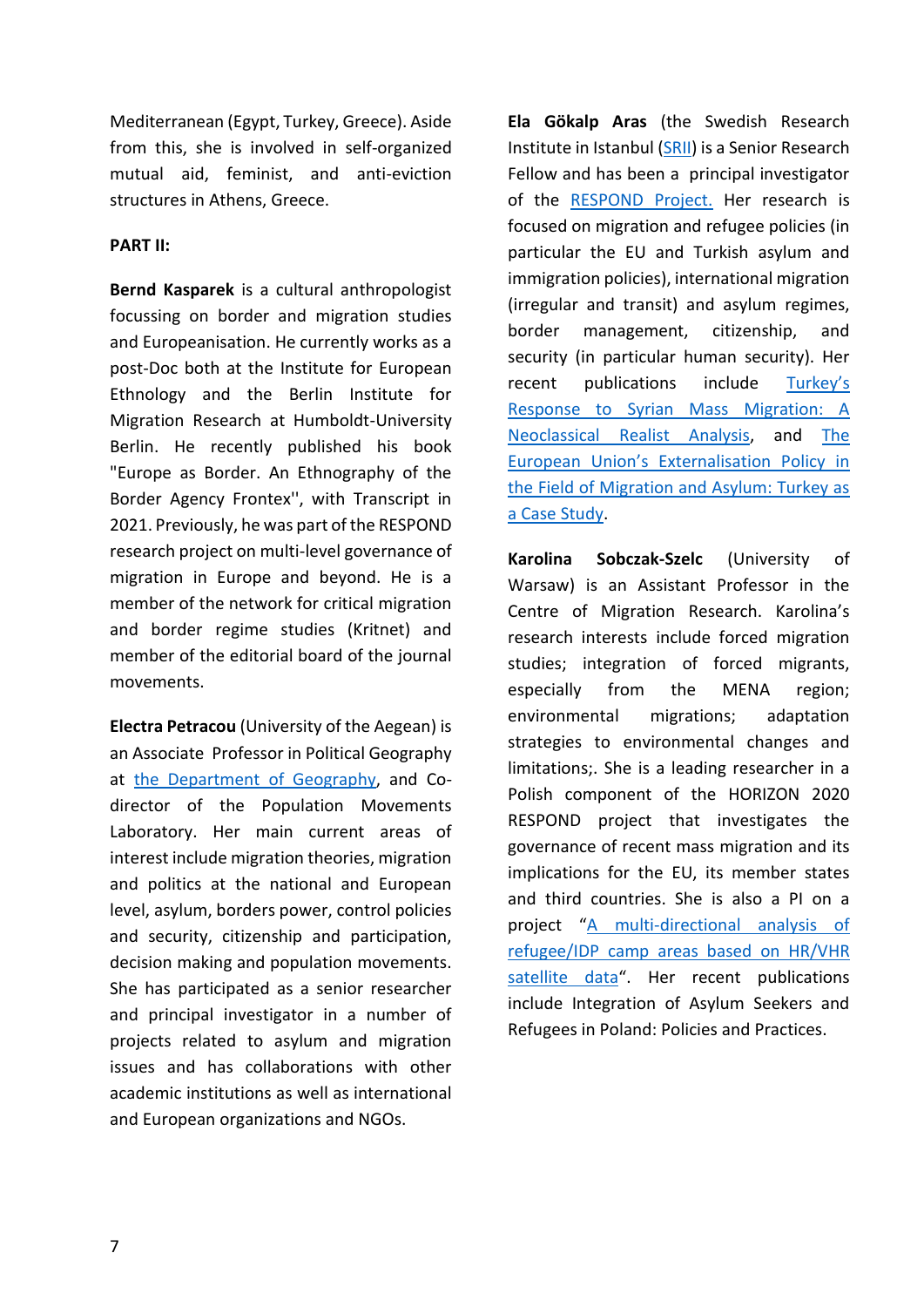Mediterranean (Egypt, Turkey, Greece). Aside from this, she is involved in self-organized mutual aid, feminist, and anti-eviction structures in Athens, Greece.

**PART II:**

**Bernd Kasparek** is a cultural anthropologist focussing on border and migration studies and Europeanisation. He currently works as a post-Doc both at the Institute for European Ethnology and the Berlin Institute for Migration Research at Humboldt-University Berlin. He recently published his book "Europe as Border. An Ethnography of the Border Agency Frontex'', with Transcript in 2021. Previously, he was part of the RESPOND research project on multi-level governance of migration in Europe and beyond. He is a member of the network for critical migration and border regime studies (Kritnet) and member of the editorial board of the journal movements.

**Electra Petracou** (University of the Aegean) is an Associate Professor in Political Geography at the Department of Geography, and Co-director of the Population Movements Laboratory. Her main current areas of interest include migration theories, migration and politics at the national and European level, asylum, borders power, control policies and security, citizenship and participation, decision making and population movements. She has participated as a senior researcher and principal investigator in a number of projects related to asylum and migration issues and has collaborations with other academic institutions as well as international and European organizations and NGOs.

**Ela Gökalp Aras** (the Swedish Research Institute in Istanbul (SRII) is a Senior Research Fellow and has been a principal investigator of the RESPOND Project. Her research is focused on migration and refugee policies (in particular the EU and Turkish asylum and immigration policies), international migration (irregular and transit) and asylum regimes, border management, citizenship, and security (in particular human security). Her recent publications include Turkey's Response to Syrian Mass Migration: A Neoclassical Realist Analysis, and The European Union's Externalisation Policy in the Field of Migration and Asylum: Turkey as a Case Study.

**Karolina Sobczak-Szelc** (University of Warsaw) is an Assistant Professor in the Centre of Migration Research. Karolina's research interests include forced migration studies; integration of forced migrants, especially from the MENA region; environmental migrations; adaptation strategies to environmental changes and limitations;. She is a leading researcher in a Polish component of the HORIZON 2020 RESPOND project that investigates the governance of recent mass migration and its implications for the EU, its member states and third countries. She is also a PI on a project "A multi-directional analysis of refugee/IDP camp areas based on HR/VHR satellite data". Her recent publications include Integration of Asylum Seekers and Refugees in Poland: Policies and Practices.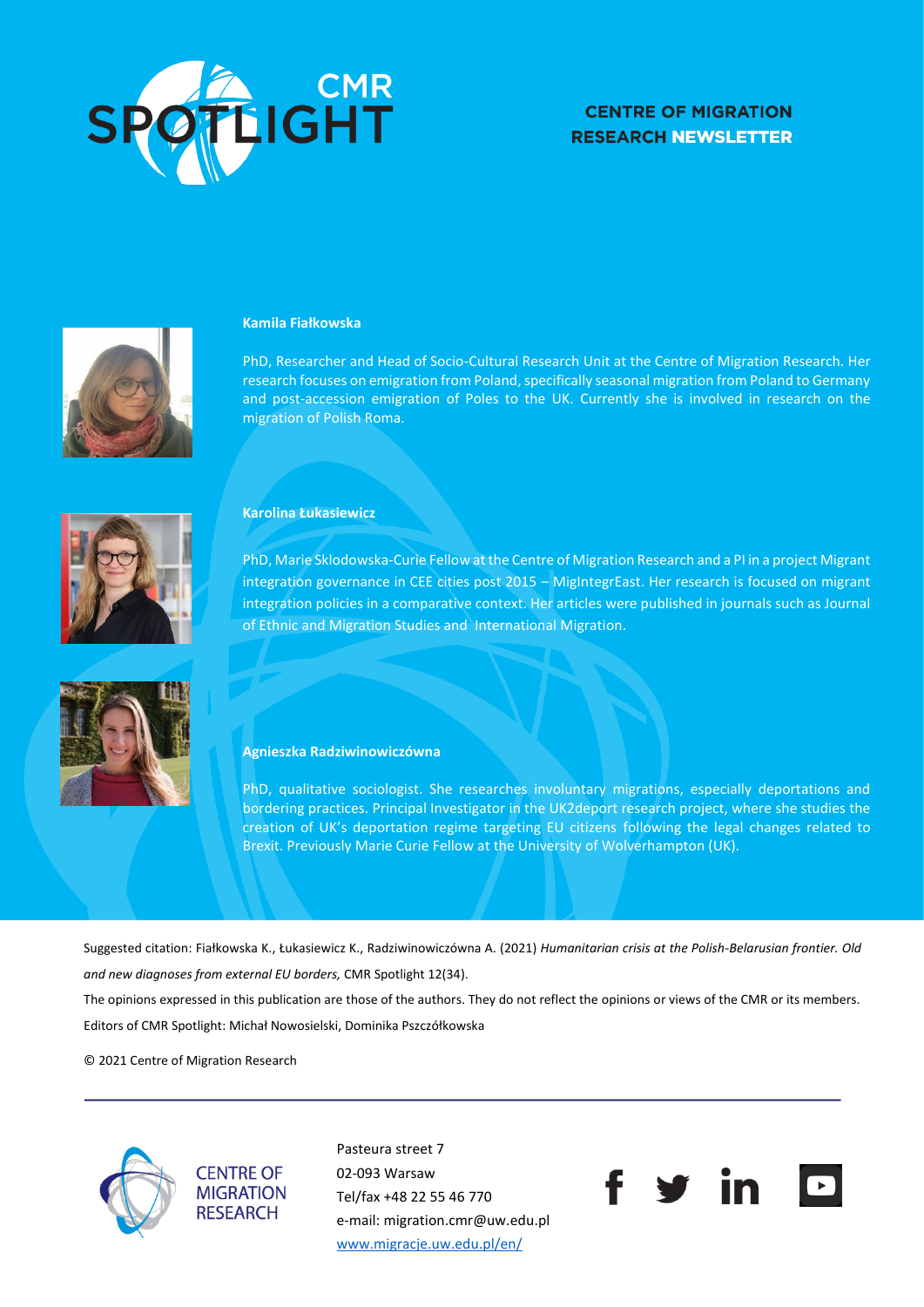CMR SPOTLIGHT

CENTRE OF MIGRATION RESEARCH NEWSLETTER

**Kamila Fiałkowska**

PhD, Researcher and Head of Socio-Cultural Research Unit at the Centre of Migration Research. Her research focuses on emigration from Poland, specifically seasonal migration from Poland to Germany and post-accession emigration of Poles to the UK. Currently she is involved in research on the migration of Polish Roma.

**Karolina Łukasiewicz**

PhD, Marie Sklodowska-Curie Fellow at the Centre of Migration Research and a PI in a project Migrant integration governance in CEE cities post 2015 – MigIntegrEast. Her research is focused on migrant integration policies in a comparative context. Her articles were published in journals such as Journal of Ethnic and Migration Studies and International Migration.

**Agnieszka Radziwinowiczówna**

PhD, qualitative sociologist. She researches involuntary migrations, especially deportations and bordering practices. Principal Investigator in the UK2deport research project, where she studies the creation of UK's deportation regime targeting EU citizens following the legal changes related to Brexit. Previously Marie Curie Fellow at the University of Wolverhampton (UK).

Suggested citation: Fiałkowska K., Łukasiewicz K., Radziwinowiczówna A. (2021) *Humanitarian crisis at the Polish-Belarusian frontier. Old and new diagnoses from external EU borders,* CMR Spotlight 12(34).

The opinions expressed in this publication are those of the authors. They do not reflect the opinions or views of the CMR or its members.

Editors of CMR Spotlight: Michał Nowosielski, Dominika Pszczółkowska

© 2021 Centre of Migration Research

---

CENTRE OF MIGRATION RESEARCH

Pasteura street 7
02-093 Warsaw
Tel/fax +48 22 55 46 770
e-mail: migration.cmr@uw.edu.pl
www.migracje.uw.edu.pl/en/